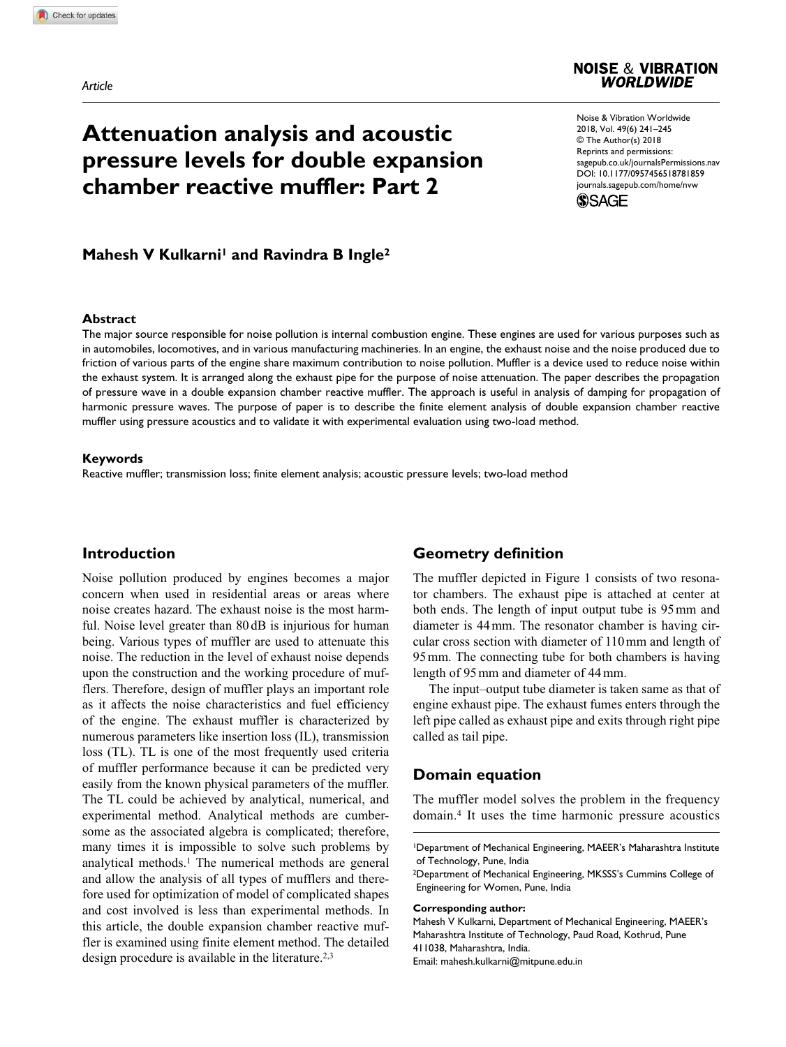*Article*

# Attenuation analysis and acoustic pressure levels for double expansion chamber reactive muffler: Part 2

**Mahesh V Kulkarni[1] and Ravindra B Ingle[2]**

### Abstract

The major source responsible for noise pollution is internal combustion engine. These engines are used for various purposes such as in automobiles, locomotives, and in various manufacturing machineries. In an engine, the exhaust noise and the noise produced due to friction of various parts of the engine share maximum contribution to noise pollution. Muffler is a device used to reduce noise within the exhaust system. It is arranged along the exhaust pipe for the purpose of noise attenuation. The paper describes the propagation of pressure wave in a double expansion chamber reactive muffler. The approach is useful in analysis of damping for propagation of harmonic pressure waves. The purpose of paper is to describe the finite element analysis of double expansion chamber reactive muffler using pressure acoustics and to validate it with experimental evaluation using two-load method.

### Keywords

Reactive muffler; transmission loss; finite element analysis; acoustic pressure levels; two-load method

## Introduction

Noise pollution produced by engines becomes a major concern when used in residential areas or areas where noise creates hazard. The exhaust noise is the most harmful. Noise level greater than 80 dB is injurious for human being. Various types of muffler are used to attenuate this noise. The reduction in the level of exhaust noise depends upon the construction and the working procedure of mufflers. Therefore, design of muffler plays an important role as it affects the noise characteristics and fuel efficiency of the engine. The exhaust muffler is characterized by numerous parameters like insertion loss (IL), transmission loss (TL). TL is one of the most frequently used criteria of muffler performance because it can be predicted very easily from the known physical parameters of the muffler. The TL could be achieved by analytical, numerical, and experimental method. Analytical methods are cumbersome as the associated algebra is complicated; therefore, many times it is impossible to solve such problems by analytical methods.[1] The numerical methods are general and allow the analysis of all types of mufflers and therefore used for optimization of model of complicated shapes and cost involved is less than experimental methods. In this article, the double expansion chamber reactive muffler is examined using finite element method. The detailed design procedure is available in the literature.[2,3]

## Geometry definition

The muffler depicted in Figure 1 consists of two resonator chambers. The exhaust pipe is attached at center at both ends. The length of input output tube is 95 mm and diameter is 44 mm. The resonator chamber is having circular cross section with diameter of 110 mm and length of 95 mm. The connecting tube for both chambers is having length of 95 mm and diameter of 44 mm.

The input–output tube diameter is taken same as that of engine exhaust pipe. The exhaust fumes enters through the left pipe called as exhaust pipe and exits through right pipe called as tail pipe.

## Domain equation

The muffler model solves the problem in the frequency domain.[4] It uses the time harmonic pressure acoustics

---

[1]Department of Mechanical Engineering, MAEER's Maharashtra Institute of Technology, Pune, India

[2]Department of Mechanical Engineering, MKSSS's Cummins College of Engineering for Women, Pune, India

**Corresponding author:**
Mahesh V Kulkarni, Department of Mechanical Engineering, MAEER's Maharashtra Institute of Technology, Paud Road, Kothrud, Pune 411038, Maharashtra, India.
Email: mahesh.kulkarni@mitpune.edu.in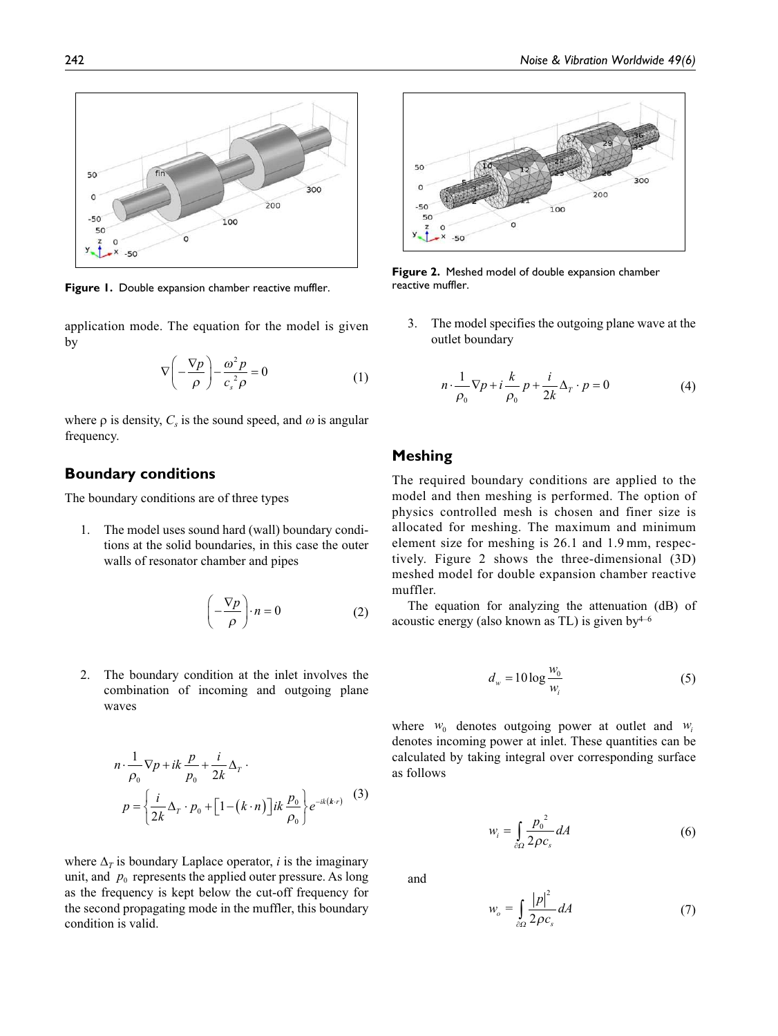Figure 1. Double expansion chamber reactive muffler.

Figure 2. Meshed model of double expansion chamber reactive muffler.

application mode. The equation for the model is given by

$$\nabla\left(-\frac{\nabla p}{\rho}\right)-\frac{\omega^2 p}{c_s^2 \rho}=0 \tag{1}$$

where ρ is density, $C_s$ is the sound speed, and $\omega$ is angular frequency.

## Boundary conditions

The boundary conditions are of three types

1. The model uses sound hard (wall) boundary conditions at the solid boundaries, in this case the outer walls of resonator chamber and pipes

$$\left(-\frac{\nabla p}{\rho}\right)\cdot n=0 \tag{2}$$

2. The boundary condition at the inlet involves the combination of incoming and outgoing plane waves

$$n\cdot\frac{1}{\rho_0}\nabla p+ik\frac{p}{p_0}+\frac{i}{2k}\Delta_T\cdot p=\left\{\frac{i}{2k}\Delta_T\cdot p_0+\left[1-(k\cdot n)\right]ik\frac{p_0}{\rho_0}\right\}e^{-ik(\boldsymbol{k}\cdot r)} \tag{3}$$

where $\Delta_T$ is boundary Laplace operator, $i$ is the imaginary unit, and $p_0$ represents the applied outer pressure. As long as the frequency is kept below the cut-off frequency for the second propagating mode in the muffler, this boundary condition is valid.

3. The model specifies the outgoing plane wave at the outlet boundary

$$n\cdot\frac{1}{\rho_0}\nabla p+i\frac{k}{\rho_0}p+\frac{i}{2k}\Delta_T\cdot p=0 \tag{4}$$

## Meshing

The required boundary conditions are applied to the model and then meshing is performed. The option of physics controlled mesh is chosen and finer size is allocated for meshing. The maximum and minimum element size for meshing is 26.1 and 1.9 mm, respectively. Figure 2 shows the three-dimensional (3D) meshed model for double expansion chamber reactive muffler.

The equation for analyzing the attenuation (dB) of acoustic energy (also known as TL) is given by[4–6]

$$d_w=10\log\frac{w_0}{w_i} \tag{5}$$

where $w_0$ denotes outgoing power at outlet and $w_i$ denotes incoming power at inlet. These quantities can be calculated by taking integral over corresponding surface as follows

$$w_i=\int_{\partial\Omega}\frac{p_0^2}{2\rho c_s}dA \tag{6}$$

and

$$w_o=\int_{\partial\Omega}\frac{|p|^2}{2\rho c_s}dA \tag{7}$$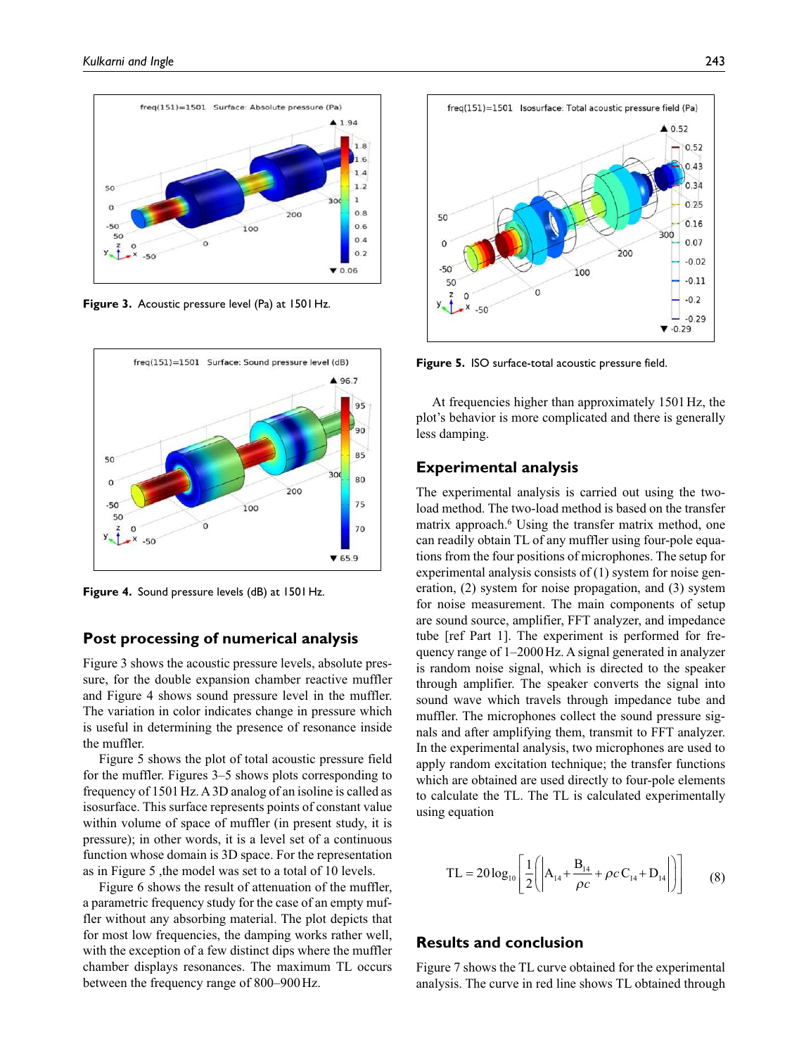Figure 3. Acoustic pressure level (Pa) at 1501 Hz.

Figure 4. Sound pressure levels (dB) at 1501 Hz.

## Post processing of numerical analysis

Figure 3 shows the acoustic pressure levels, absolute pressure, for the double expansion chamber reactive muffler and Figure 4 shows sound pressure level in the muffler. The variation in color indicates change in pressure which is useful in determining the presence of resonance inside the muffler.

Figure 5 shows the plot of total acoustic pressure field for the muffler. Figures 3–5 shows plots corresponding to frequency of 1501 Hz. A 3D analog of an isoline is called as isosurface. This surface represents points of constant value within volume of space of muffler (in present study, it is pressure); in other words, it is a level set of a continuous function whose domain is 3D space. For the representation as in Figure 5 ,the model was set to a total of 10 levels.

Figure 6 shows the result of attenuation of the muffler, a parametric frequency study for the case of an empty muffler without any absorbing material. The plot depicts that for most low frequencies, the damping works rather well, with the exception of a few distinct dips where the muffler chamber displays resonances. The maximum TL occurs between the frequency range of 800–900 Hz.

Figure 5. ISO surface-total acoustic pressure field.

At frequencies higher than approximately 1501 Hz, the plot's behavior is more complicated and there is generally less damping.

## Experimental analysis

The experimental analysis is carried out using the two-load method. The two-load method is based on the transfer matrix approach.[6] Using the transfer matrix method, one can readily obtain TL of any muffler using four-pole equations from the four positions of microphones. The setup for experimental analysis consists of (1) system for noise generation, (2) system for noise propagation, and (3) system for noise measurement. The main components of setup are sound source, amplifier, FFT analyzer, and impedance tube [ref Part 1]. The experiment is performed for frequency range of 1–2000 Hz. A signal generated in analyzer is random noise signal, which is directed to the speaker through amplifier. The speaker converts the signal into sound wave which travels through impedance tube and muffler. The microphones collect the sound pressure signals and after amplifying them, transmit to FFT analyzer. In the experimental analysis, two microphones are used to apply random excitation technique; the transfer functions which are obtained are used directly to four-pole elements to calculate the TL. The TL is calculated experimentally using equation

$$\mathrm{TL} = 20\log_{10}\left[\frac{1}{2}\left(\left|A_{14} + \frac{B_{14}}{\rho c} + \rho c\, C_{14} + D_{14}\right|\right)\right] \tag{8}$$

## Results and conclusion

Figure 7 shows the TL curve obtained for the experimental analysis. The curve in red line shows TL obtained through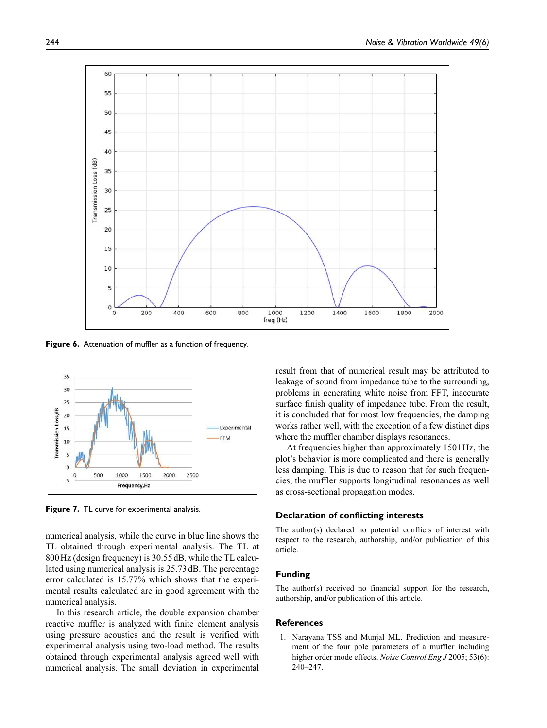Figure 6. Attenuation of muffler as a function of frequency.

Figure 7. TL curve for experimental analysis.

numerical analysis, while the curve in blue line shows the TL obtained through experimental analysis. The TL at 800 Hz (design frequency) is 30.55 dB, while the TL calculated using numerical analysis is 25.73 dB. The percentage error calculated is 15.77% which shows that the experimental results calculated are in good agreement with the numerical analysis.

In this research article, the double expansion chamber reactive muffler is analyzed with finite element analysis using pressure acoustics and the result is verified with experimental analysis using two-load method. The results obtained through experimental analysis agreed well with numerical analysis. The small deviation in experimental result from that of numerical result may be attributed to leakage of sound from impedance tube to the surrounding, problems in generating white noise from FFT, inaccurate surface finish quality of impedance tube. From the result, it is concluded that for most low frequencies, the damping works rather well, with the exception of a few distinct dips where the muffler chamber displays resonances.

At frequencies higher than approximately 1501 Hz, the plot's behavior is more complicated and there is generally less damping. This is due to reason that for such frequencies, the muffler supports longitudinal resonances as well as cross-sectional propagation modes.

## Declaration of conflicting interests

The author(s) declared no potential conflicts of interest with respect to the research, authorship, and/or publication of this article.

## Funding

The author(s) received no financial support for the research, authorship, and/or publication of this article.

## References

1. Narayana TSS and Munjal ML. Prediction and measurement of the four pole parameters of a muffler including higher order mode effects. *Noise Control Eng J* 2005; 53(6): 240–247.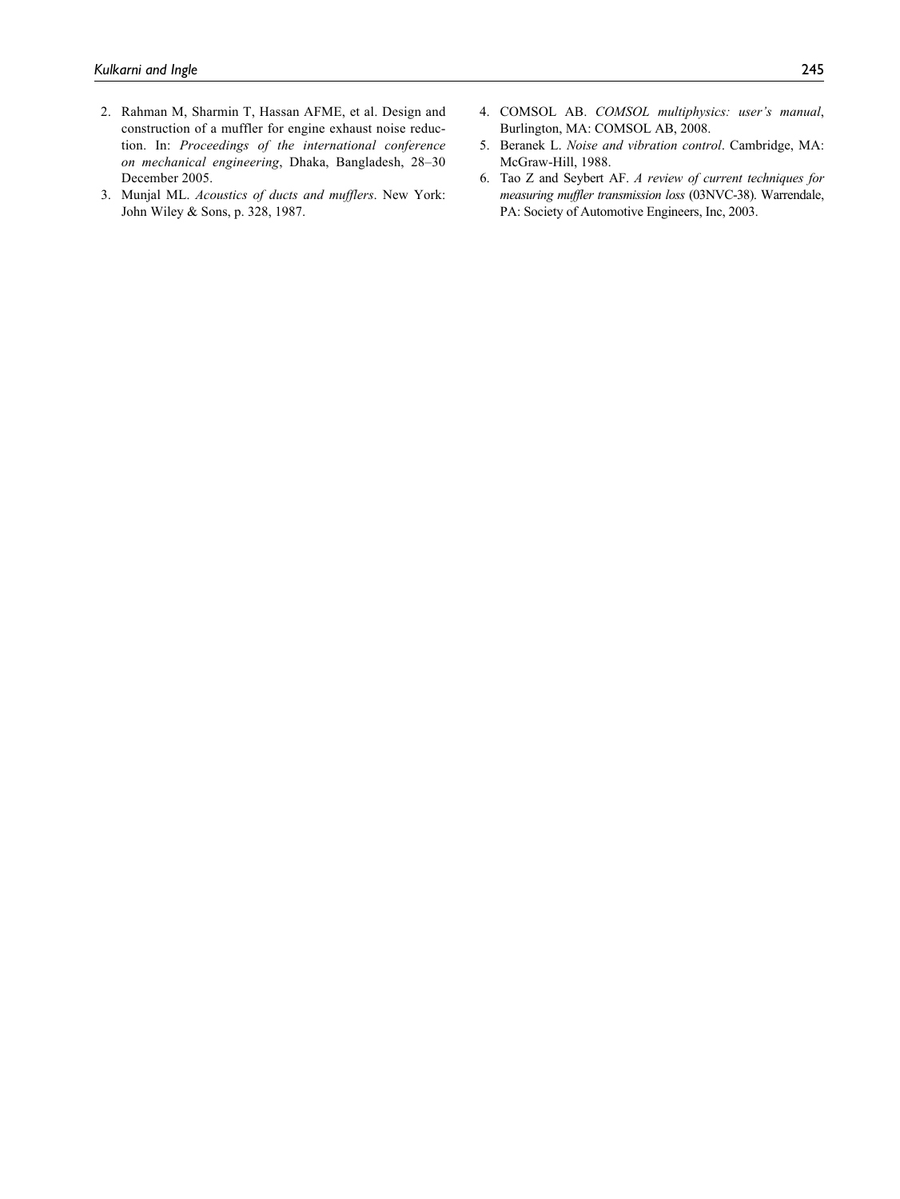2. Rahman M, Sharmin T, Hassan AFME, et al. Design and construction of a muffler for engine exhaust noise reduction. In: *Proceedings of the international conference on mechanical engineering*, Dhaka, Bangladesh, 28–30 December 2005.
3. Munjal ML. *Acoustics of ducts and mufflers*. New York: John Wiley & Sons, p. 328, 1987.
4. COMSOL AB. *COMSOL multiphysics: user's manual*, Burlington, MA: COMSOL AB, 2008.
5. Beranek L. *Noise and vibration control*. Cambridge, MA: McGraw-Hill, 1988.
6. Tao Z and Seybert AF. *A review of current techniques for measuring muffler transmission loss* (03NVC-38). Warrendale, PA: Society of Automotive Engineers, Inc, 2003.